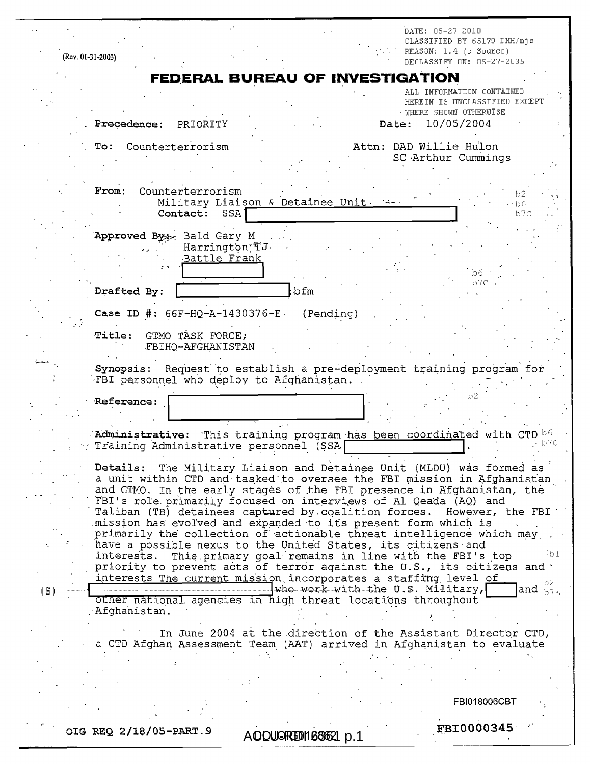(Rev. 01-31-2003)

DATE: 05-27-2010
CLASSIFIED BY 65179 DMH/mjs
REASON: 1.4 (c Source)
DECLASSIFY ON: 05-27-2035

# FEDERAL BUREAU OF INVESTIGATION

ALL INFORMATION CONTAINED HEREIN IS UNCLASSIFIED EXCEPT WHERE SHOWN OTHERWISE

**Precedence:** PRIORITY **Date:** 10/05/2004

**To:** Counterterrorism **Attn:** DAD Willie Hulon
SC Arthur Cummings

**From:** Counterterrorism
Military Liaison & Detainee Unit
**Contact:** SSA [redacted] b2 b6 b7C

**Approved By:** Bald Gary M
Harrington TJ
Battle Frank
[redacted] b6 b7C

**Drafted By:** [redacted]:bfm

**Case ID #:** 66F-HQ-A-1430376-E (Pending)

**Title:** GTMO TASK FORCE;
FBIHQ-AFGHANISTAN

**Synopsis:** Request to establish a pre-deployment training program for FBI personnel who deploy to Afghanistan.

**Reference:** [redacted] b2

**Administrative:** This training program has been coordinated with CTD Training Administrative personnel (SSA [redacted]. b6 b7C

**Details:** The Military Liaison and Detainee Unit (MLDU) was formed as a unit within CTD and tasked to oversee the FBI mission in Afghanistan and GTMO. In the early stages of the FBI presence in Afghanistan, the FBI's role primarily focused on interviews of Al Qeada (AQ) and Taliban (TB) detainees captured by coalition forces. However, the FBI mission has evolved and expanded to its present form which is primarily the collection of actionable threat intelligence which may have a possible nexus to the United States, its citizens and interests. This primary goal remains in line with the FBI's top priority to prevent acts of terror against the U.S., its citizens and interests The current mission incorporates a staffing level of (S) [redacted] who work with the U.S. Military, [redacted] and other national agencies in high threat locations throughout Afghanistan. b1 b2 b7E

In June 2004 at the direction of the Assistant Director CTD, a CTD Afghan Assessment Team (AAT) arrived in Afghanistan to evaluate

FBI018006CBT

OIG REQ 2/18/05-PART 9 ACLURDI 6861 p.1 FBI0000345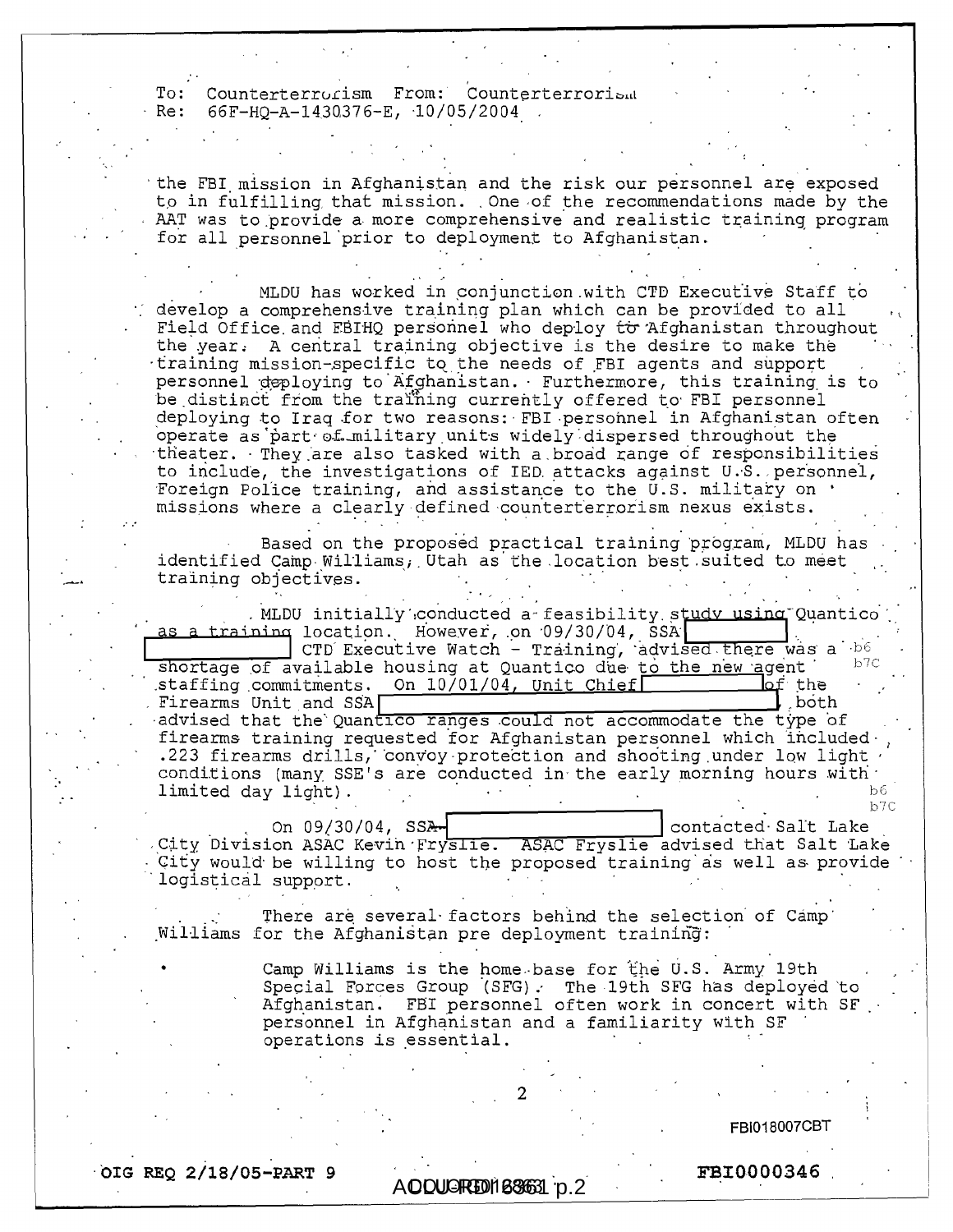To: Counterterrorism From: Counterterrorism
Re: 66F-HQ-A-1430376-E, 10/05/2004

the FBI mission in Afghanistan and the risk our personnel are exposed to in fulfilling that mission. One of the recommendations made by the AAT was to provide a more comprehensive and realistic training program for all personnel prior to deployment to Afghanistan.

MLDU has worked in conjunction with CTD Executive Staff to develop a comprehensive training plan which can be provided to all Field Office and FBIHQ personnel who deploy to Afghanistan throughout the year. A central training objective is the desire to make the training mission-specific to the needs of FBI agents and support personnel deploying to Afghanistan. Furthermore, this training is to be distinct from the training currently offered to FBI personnel deploying to Iraq for two reasons: FBI personnel in Afghanistan often operate as part of military units widely dispersed throughout the theater. They are also tasked with a broad range of responsibilities to include, the investigations of IED attacks against U.S. personnel, Foreign Police training, and assistance to the U.S. military on missions where a clearly defined counterterrorism nexus exists.

Based on the proposed practical training program, MLDU has identified Camp Williams, Utah as the location best suited to meet training objectives.

MLDU initially conducted a feasibility study using Quantico as a training location. However, on 09/30/04, SSA [redacted] CTD Executive Watch - Training, advised there was a shortage of available housing at Quantico due to the new agent staffing commitments. On 10/01/04, Unit Chief [redacted] of the Firearms Unit and SSA [redacted], both advised that the Quantico ranges could not accommodate the type of firearms training requested for Afghanistan personnel which included .223 firearms drills, convoy protection and shooting under low light conditions (many SSE's are conducted in the early morning hours with limited day light).

b6
b7C

On 09/30/04, SSA [redacted] contacted Salt Lake City Division ASAC Kevin Fryslie. ASAC Fryslie advised that Salt Lake City would be willing to host the proposed training as well as provide logistical support.

There are several factors behind the selection of Camp Williams for the Afghanistan pre deployment training:

- Camp Williams is the home base for the U.S. Army 19th Special Forces Group (SFG). The 19th SFG has deployed to Afghanistan. FBI personnel often work in concert with SF personnel in Afghanistan and a familiarity with SF operations is essential.

FBI018007CBT

OIG REQ 2/18/05-PART 9 FBI0000346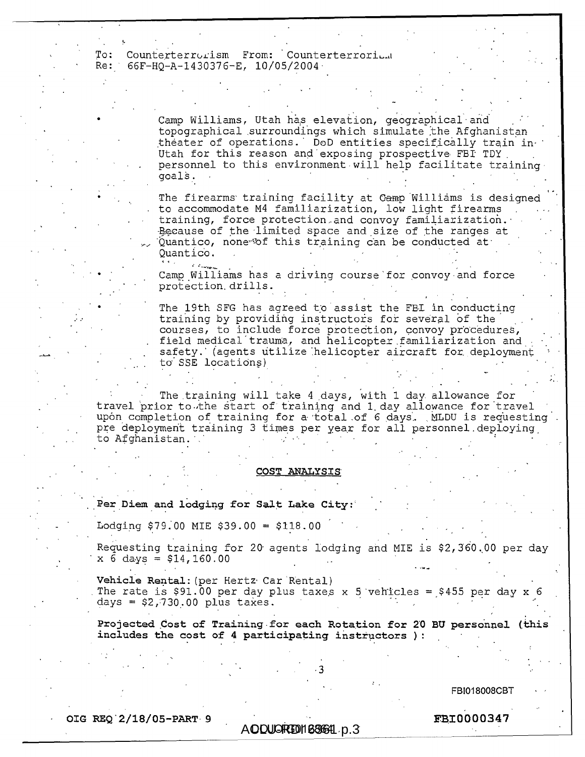To: Counterterrorism From: Counterterrorism
Re: 66F-HQ-A-1430376-E, 10/05/2004

- Camp Williams, Utah has elevation, geographical and topographical surroundings which simulate the Afghanistan theater of operations. DoD entities specifically train in Utah for this reason and exposing prospective FBI TDY personnel to this environment will help facilitate training goals.
- The firearms training facility at Camp Williams is designed to accommodate M4 familiarization, low light firearms training, force protection and convoy familiarization. Because of the limited space and size of the ranges at Quantico, none of this training can be conducted at Quantico.
- Camp Williams has a driving course for convoy and force protection drills.
- The 19th SFG has agreed to assist the FBI in conducting training by providing instructors for several of the courses, to include force protection, convoy procedures, field medical trauma, and helicopter familiarization and safety. (agents utilize helicopter aircraft for deployment to SSE locations)

The training will take 4 days, with 1 day allowance for travel prior to the start of training and 1 day allowance for travel upon completion of training for a total of 6 days. MLDU is requesting pre deployment training 3 times per year for all personnel deploying to Afghanistan.

## COST ANALYSIS

**Per Diem and lodging for Salt Lake City:**

Lodging $79.00 MIE $39.00 = $118.00

Requesting training for 20 agents lodging and MIE is $2,360.00 per day x 6 days = $14,160.00

**Vehicle Rental:** (per Hertz Car Rental)
The rate is $91.00 per day plus taxes x 5 vehicles = $455 per day x 6 days = $2,730.00 plus taxes.

**Projected Cost of Training for each Rotation for 20 BU personnel (this includes the cost of 4 participating instructors ):**

FBI018008CBT

OIG REQ 2/18/05-PART 9 FBI0000347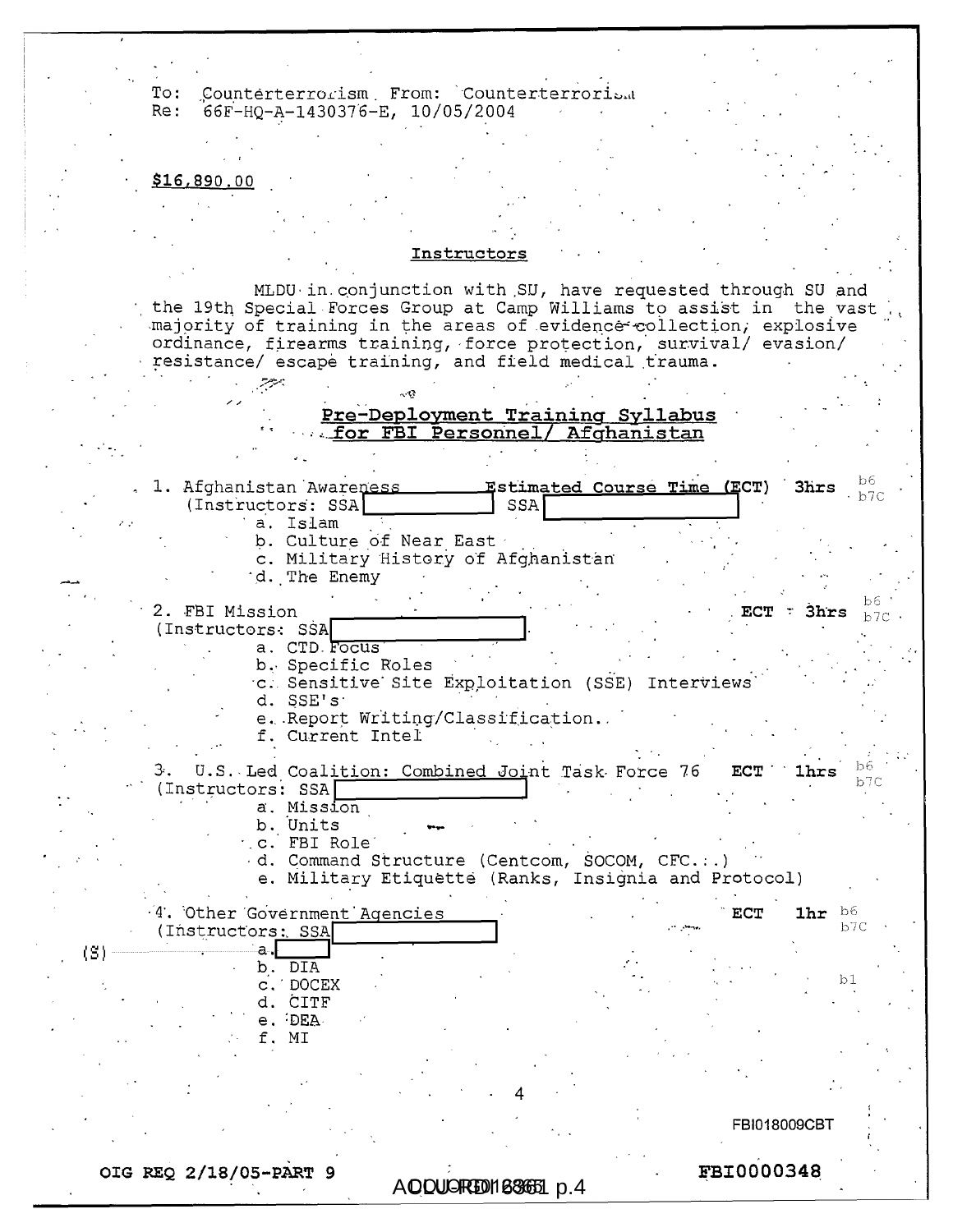To: Counterterrorism From: Counterterrorism
Re: 66F-HQ-A-1430376-E, 10/05/2004

**$16,890.00**

## Instructors

MLDU in conjunction with SU, have requested through SU and the 19th Special Forces Group at Camp Williams to assist in the vast majority of training in the areas of evidence collection, explosive ordinance, firearms training, force protection, survival/ evasion/ resistance/ escape training, and field medical trauma.

## Pre-Deployment Training Syllabus for FBI Personnel/ Afghanistan

1. Afghanistan Awareness — Estimated Course Time (ECT) 3hrs (b6, b7C)
   (Instructors: SSA [redacted] SSA [redacted])
   - a. Islam
   - b. Culture of Near East
   - c. Military History of Afghanistan
   - d. The Enemy

2. FBI Mission — ECT 3hrs (b6, b7C)
   (Instructors: SSA [redacted])
   - a. CTD Focus
   - b. Specific Roles
   - c. Sensitive Site Exploitation (SSE) Interviews
   - d. SSE's
   - e. Report Writing/Classification.
   - f. Current Intel

3. U.S. Led Coalition: Combined Joint Task Force 76 — ECT 1hrs (b6, b7C)
   (Instructors: SSA [redacted])
   - a. Mission
   - b. Units
   - c. FBI Role
   - d. Command Structure (Centcom, SOCOM, CFC...)
   - e. Military Etiquette (Ranks, Insignia and Protocol)

4. Other Government Agencies — ECT 1hr (b6, b7C)
   (Instructors: SSA [redacted])
   - (S) a. [redacted] (b1)
   - b. DIA
   - c. DOCEX
   - d. CITF
   - e. DEA
   - f. MI

FBI018009CBT

OIG REQ 2/18/05-PART 9 — FBI0000348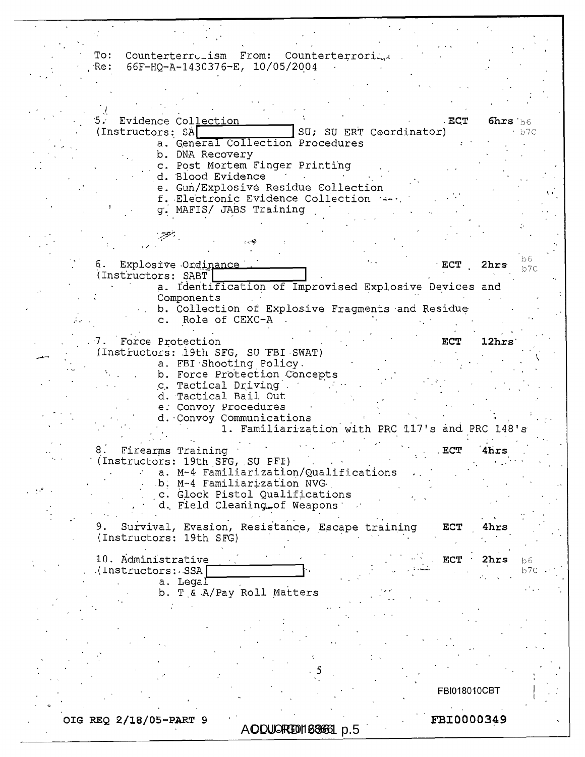To: Counterterrorism From: Counterterrorism
Re: 66F-HQ-A-1430376-E, 10/05/2004

5. Evidence Collection ECT 6hrs b6 b7C
(Instructors: SA [redacted] SU; SU ERT Coordinator)
   a. General Collection Procedures
   b. DNA Recovery
   c. Post Mortem Finger Printing
   d. Blood Evidence
   e. Gun/Explosive Residue Collection
   f. Electronic Evidence Collection
   g. MAFIS/ JABS Training

6. Explosive Ordinance ECT 2hrs b6 b7C
(Instructors: SABT [redacted]
   a. Identification of Improvised Explosive Devices and Components
   b. Collection of Explosive Fragments and Residue
   c. Role of CEXC-A

7. Force Protection ECT 12hrs
(Instructors: 19th SFG, SU FBI SWAT)
   a. FBI Shooting Policy
   b. Force Protection Concepts
   c. Tactical Driving
   d. Tactical Bail Out
   e. Convoy Procedures
   d. Convoy Communications
      1. Familiarization with PRC 117's and PRC 148's

8. Firearms Training ECT 4hrs
(Instructors: 19th SFG, SU PFI)
   a. M-4 Familiarization/Qualifications
   b. M-4 Familiarization NVG
   c. Glock Pistol Qualifications
   d. Field Cleaning of Weapons

9. Survival, Evasion, Resistance, Escape training ECT 4hrs
(Instructors: 19th SFG)

10. Administrative ECT 2hrs b6 b7C
(Instructors: SSA [redacted]
   a. Legal
   b. T & A/Pay Roll Matters

FBI018010CBT

OIG REQ 2/18/05-PART 9 FBI0000349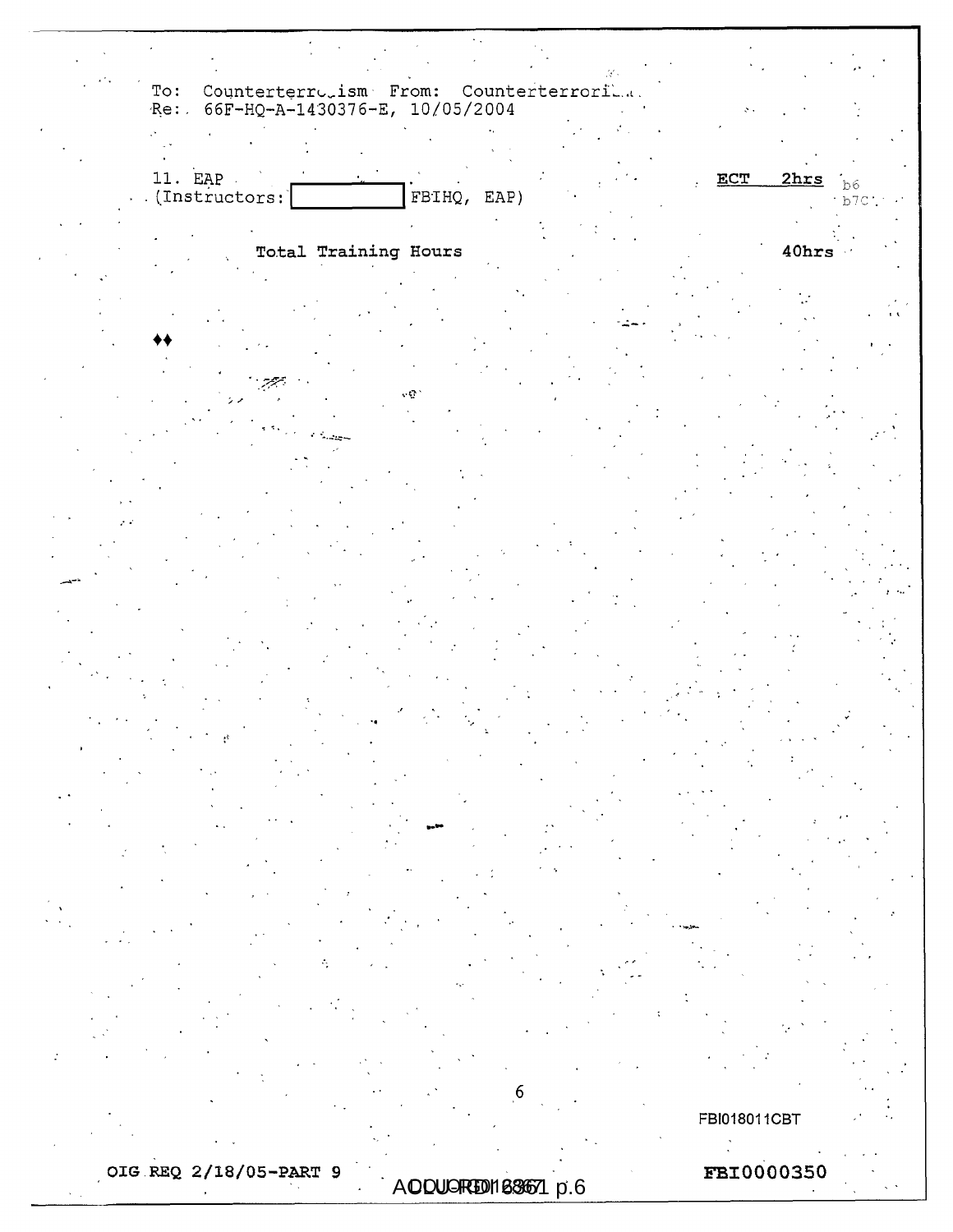To: Counterterrorism From: Counterterrorism
Re: 66F-HQ-A-1430376-E, 10/05/2004

11. EAP **ECT** **2hrs** b6 b7C
(Instructors: [redacted] FBIHQ, EAP)

**Total Training Hours** **40hrs**

♦♦

FBI018011CBT

OIG REQ 2/18/05-PART 9

FBI0000350